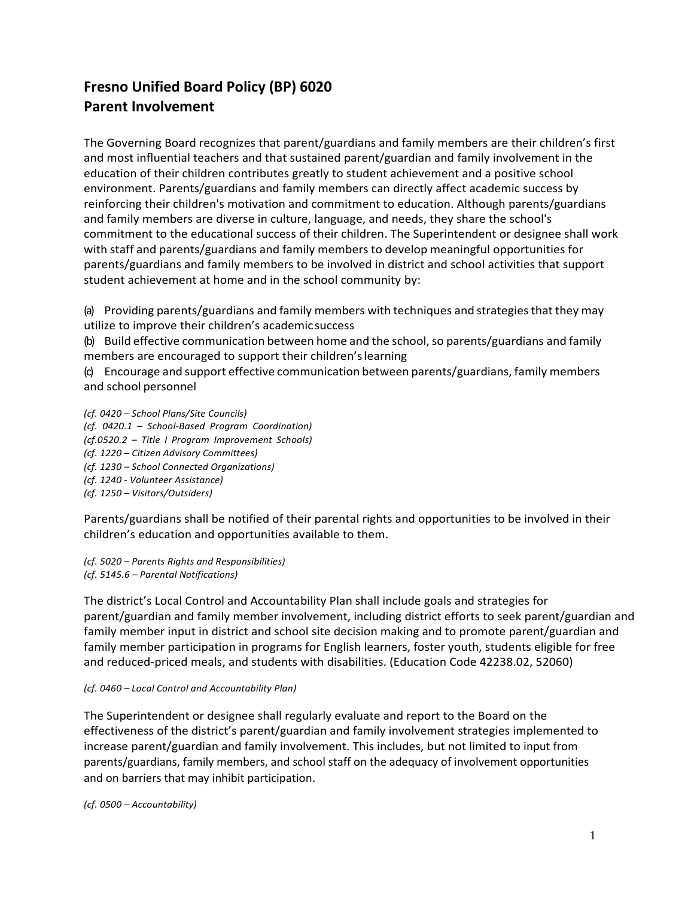# Fresno Unified Board Policy (BP) 6020
## Parent Involvement

The Governing Board recognizes that parent/guardians and family members are their children's first and most influential teachers and that sustained parent/guardian and family involvement in the education of their children contributes greatly to student achievement and a positive school environment. Parents/guardians and family members can directly affect academic success by reinforcing their children's motivation and commitment to education. Although parents/guardians and family members are diverse in culture, language, and needs, they share the school's commitment to the educational success of their children. The Superintendent or designee shall work with staff and parents/guardians and family members to develop meaningful opportunities for parents/guardians and family members to be involved in district and school activities that support student achievement at home and in the school community by:

(a) Providing parents/guardians and family members with techniques and strategies that they may utilize to improve their children's academic success
(b) Build effective communication between home and the school, so parents/guardians and family members are encouraged to support their children's learning
(c) Encourage and support effective communication between parents/guardians, family members and school personnel

*(cf. 0420 – School Plans/Site Councils)*
*(cf. 0420.1 – School-Based Program Coordination)*
*(cf.0520.2 – Title I Program Improvement Schools)*
*(cf. 1220 – Citizen Advisory Committees)*
*(cf. 1230 – School Connected Organizations)*
*(cf. 1240 - Volunteer Assistance)*
*(cf. 1250 – Visitors/Outsiders)*

Parents/guardians shall be notified of their parental rights and opportunities to be involved in their children's education and opportunities available to them.

*(cf. 5020 – Parents Rights and Responsibilities)*
*(cf. 5145.6 – Parental Notifications)*

The district's Local Control and Accountability Plan shall include goals and strategies for parent/guardian and family member involvement, including district efforts to seek parent/guardian and family member input in district and school site decision making and to promote parent/guardian and family member participation in programs for English learners, foster youth, students eligible for free and reduced-priced meals, and students with disabilities. (Education Code 42238.02, 52060)

*(cf. 0460 – Local Control and Accountability Plan)*

The Superintendent or designee shall regularly evaluate and report to the Board on the effectiveness of the district's parent/guardian and family involvement strategies implemented to increase parent/guardian and family involvement. This includes, but not limited to input from parents/guardians, family members, and school staff on the adequacy of involvement opportunities and on barriers that may inhibit participation.

*(cf. 0500 – Accountability)*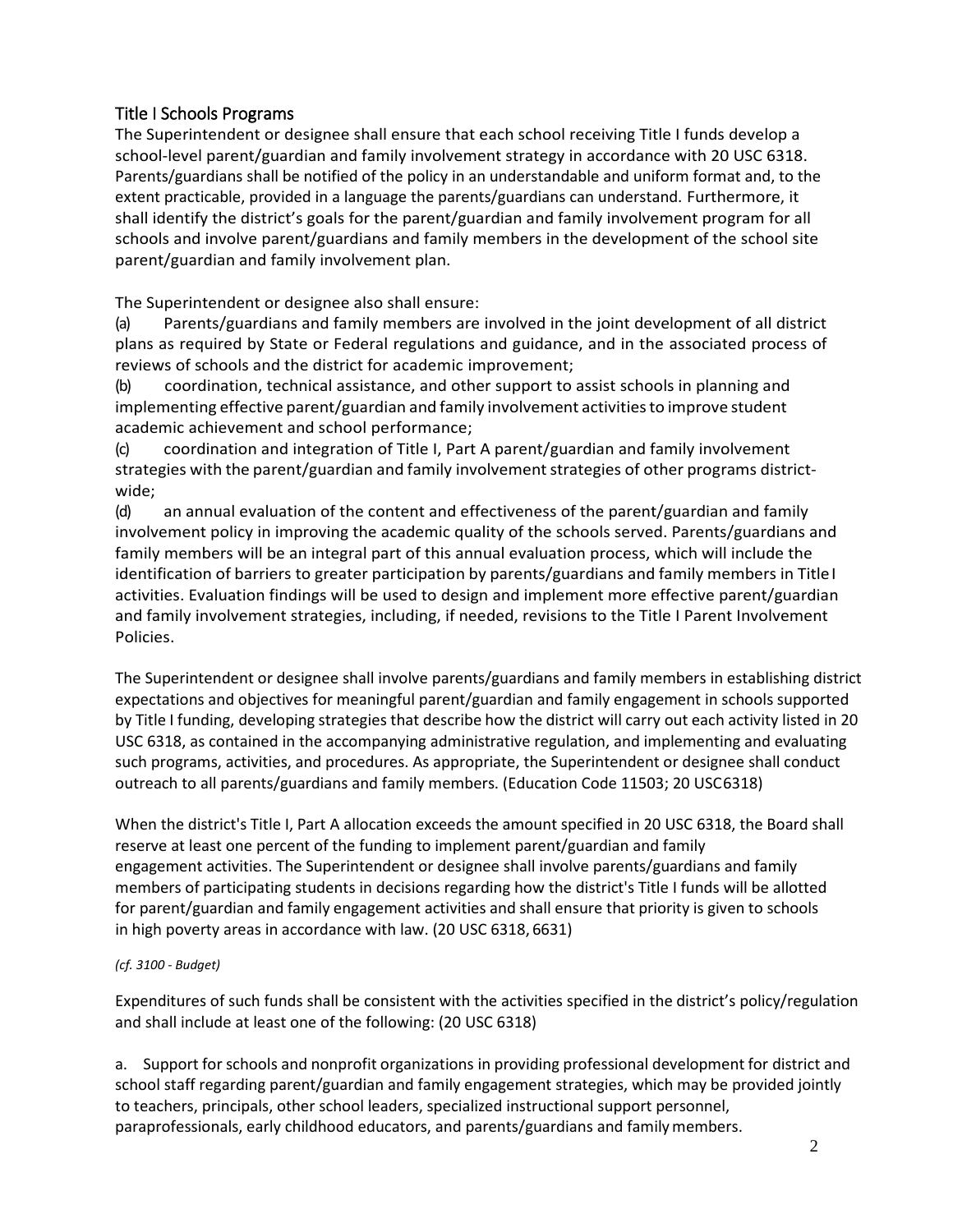## Title I Schools Programs

The Superintendent or designee shall ensure that each school receiving Title I funds develop a school-level parent/guardian and family involvement strategy in accordance with 20 USC 6318. Parents/guardians shall be notified of the policy in an understandable and uniform format and, to the extent practicable, provided in a language the parents/guardians can understand. Furthermore, it shall identify the district's goals for the parent/guardian and family involvement program for all schools and involve parent/guardians and family members in the development of the school site parent/guardian and family involvement plan.

The Superintendent or designee also shall ensure:

(a) Parents/guardians and family members are involved in the joint development of all district plans as required by State or Federal regulations and guidance, and in the associated process of reviews of schools and the district for academic improvement;

(b) coordination, technical assistance, and other support to assist schools in planning and implementing effective parent/guardian and family involvement activities to improve student academic achievement and school performance;

(c) coordination and integration of Title I, Part A parent/guardian and family involvement strategies with the parent/guardian and family involvement strategies of other programs district-wide;

(d) an annual evaluation of the content and effectiveness of the parent/guardian and family involvement policy in improving the academic quality of the schools served. Parents/guardians and family members will be an integral part of this annual evaluation process, which will include the identification of barriers to greater participation by parents/guardians and family members in Title I activities. Evaluation findings will be used to design and implement more effective parent/guardian and family involvement strategies, including, if needed, revisions to the Title I Parent Involvement Policies.

The Superintendent or designee shall involve parents/guardians and family members in establishing district expectations and objectives for meaningful parent/guardian and family engagement in schools supported by Title I funding, developing strategies that describe how the district will carry out each activity listed in 20 USC 6318, as contained in the accompanying administrative regulation, and implementing and evaluating such programs, activities, and procedures. As appropriate, the Superintendent or designee shall conduct outreach to all parents/guardians and family members. (Education Code 11503; 20 USC 6318)

When the district's Title I, Part A allocation exceeds the amount specified in 20 USC 6318, the Board shall reserve at least one percent of the funding to implement parent/guardian and family engagement activities. The Superintendent or designee shall involve parents/guardians and family members of participating students in decisions regarding how the district's Title I funds will be allotted for parent/guardian and family engagement activities and shall ensure that priority is given to schools in high poverty areas in accordance with law. (20 USC 6318, 6631)

*(cf. 3100 - Budget)*

Expenditures of such funds shall be consistent with the activities specified in the district's policy/regulation and shall include at least one of the following: (20 USC 6318)

a. Support for schools and nonprofit organizations in providing professional development for district and school staff regarding parent/guardian and family engagement strategies, which may be provided jointly to teachers, principals, other school leaders, specialized instructional support personnel, paraprofessionals, early childhood educators, and parents/guardians and family members.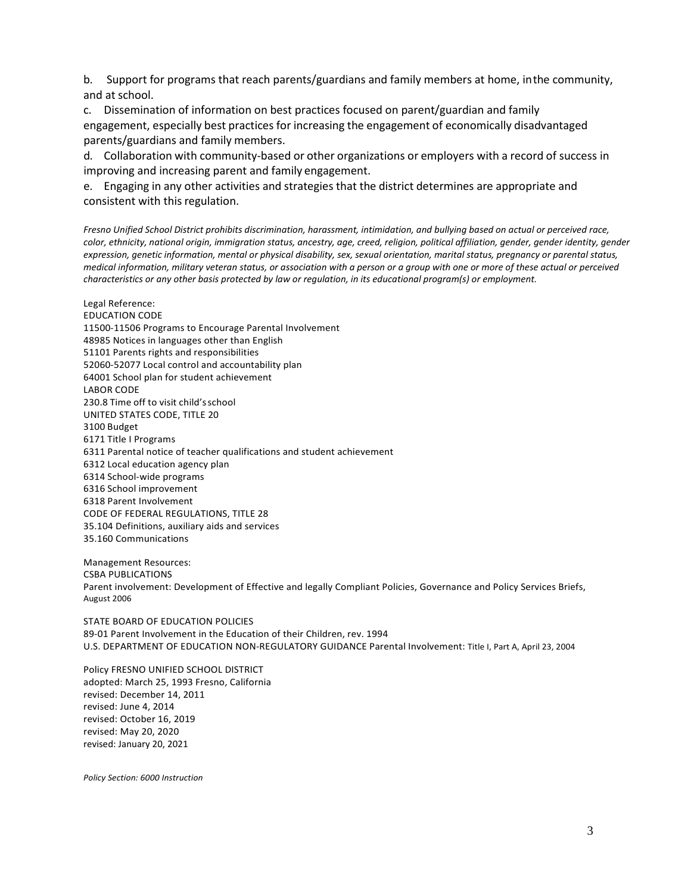b. Support for programs that reach parents/guardians and family members at home, in the community, and at school.

c. Dissemination of information on best practices focused on parent/guardian and family engagement, especially best practices for increasing the engagement of economically disadvantaged parents/guardians and family members.

d. Collaboration with community-based or other organizations or employers with a record of success in improving and increasing parent and family engagement.

e. Engaging in any other activities and strategies that the district determines are appropriate and consistent with this regulation.

*Fresno Unified School District prohibits discrimination, harassment, intimidation, and bullying based on actual or perceived race, color, ethnicity, national origin, immigration status, ancestry, age, creed, religion, political affiliation, gender, gender identity, gender expression, genetic information, mental or physical disability, sex, sexual orientation, marital status, pregnancy or parental status, medical information, military veteran status, or association with a person or a group with one or more of these actual or perceived characteristics or any other basis protected by law or regulation, in its educational program(s) or employment.*

Legal Reference:
EDUCATION CODE
11500-11506 Programs to Encourage Parental Involvement
48985 Notices in languages other than English
51101 Parents rights and responsibilities
52060-52077 Local control and accountability plan
64001 School plan for student achievement
LABOR CODE
230.8 Time off to visit child's school
UNITED STATES CODE, TITLE 20
3100 Budget
6171 Title I Programs
6311 Parental notice of teacher qualifications and student achievement
6312 Local education agency plan
6314 School-wide programs
6316 School improvement
6318 Parent Involvement
CODE OF FEDERAL REGULATIONS, TITLE 28
35.104 Definitions, auxiliary aids and services
35.160 Communications

Management Resources:
CSBA PUBLICATIONS
Parent involvement: Development of Effective and legally Compliant Policies, Governance and Policy Services Briefs, August 2006

STATE BOARD OF EDUCATION POLICIES
89-01 Parent Involvement in the Education of their Children, rev. 1994
U.S. DEPARTMENT OF EDUCATION NON-REGULATORY GUIDANCE Parental Involvement: Title I, Part A, April 23, 2004

Policy FRESNO UNIFIED SCHOOL DISTRICT
adopted: March 25, 1993 Fresno, California
revised: December 14, 2011
revised: June 4, 2014
revised: October 16, 2019
revised: May 20, 2020
revised: January 20, 2021

*Policy Section: 6000 Instruction*